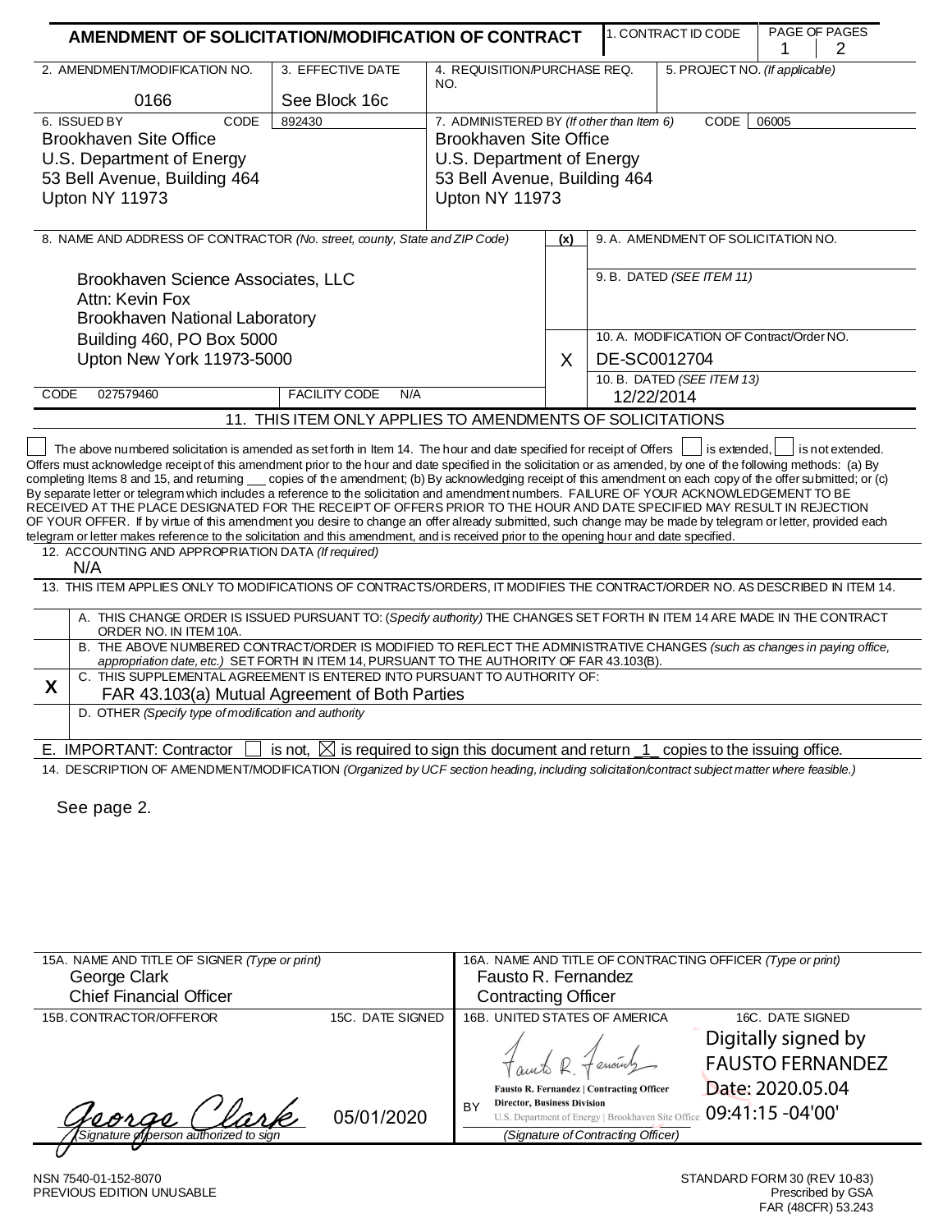# AMENDMENT OF SOLICITATION/MODIFICATION OF CONTRACT

| 1. CONTRACT ID CODE | PAGE OF PAGES |
|---|---|
| | 1 / 2 |

| 2. AMENDMENT/MODIFICATION NO. | 3. EFFECTIVE DATE | 4. REQUISITION/PURCHASE REQ. NO. | 5. PROJECT NO. *(If applicable)* |
|---|---|---|---|
| 0166 | See Block 16c | | |

| 6. ISSUED BY CODE 892430 | 7. ADMINISTERED BY *(If other than Item 6)* CODE 06005 |
|---|---|
| Brookhaven Site Office<br>U.S. Department of Energy<br>53 Bell Avenue, Building 464<br>Upton NY 11973 | Brookhaven Site Office<br>U.S. Department of Energy<br>53 Bell Avenue, Building 464<br>Upton NY 11973 |

8. NAME AND ADDRESS OF CONTRACTOR *(No. street, county, State and ZIP Code)*

Brookhaven Science Associates, LLC
Attn: Kevin Fox
Brookhaven National Laboratory
Building 460, PO Box 5000
Upton New York 11973-5000

CODE 027579460 FACILITY CODE N/A

| (x) | |
|---|---|
| | 9. A. AMENDMENT OF SOLICITATION NO. |
| | 9. B. DATED *(SEE ITEM 11)* |
| X | 10. A. MODIFICATION OF Contract/Order NO. DE-SC0012704 |
| | 10. B. DATED *(SEE ITEM 13)* 12/22/2014 |

## 11. THIS ITEM ONLY APPLIES TO AMENDMENTS OF SOLICITATIONS

☐ The above numbered solicitation is amended as set forth in Item 14. The hour and date specified for receipt of Offers ☐ is extended, ☐ is not extended. Offers must acknowledge receipt of this amendment prior to the hour and date specified in the solicitation or as amended, by one of the following methods: (a) By completing Items 8 and 15, and returning ___ copies of the amendment; (b) By acknowledging receipt of this amendment on each copy of the offer submitted; or (c) By separate letter or telegram which includes a reference to the solicitation and amendment numbers. FAILURE OF YOUR ACKNOWLEDGEMENT TO BE RECEIVED AT THE PLACE DESIGNATED FOR THE RECEIPT OF OFFERS PRIOR TO THE HOUR AND DATE SPECIFIED MAY RESULT IN REJECTION OF YOUR OFFER. If by virtue of this amendment you desire to change an offer already submitted, such change may be made by telegram or letter, provided each telegram or letter makes reference to the solicitation and this amendment, and is received prior to the opening hour and date specified.

12. ACCOUNTING AND APPROPRIATION DATA *(If required)*
N/A

## 13. THIS ITEM APPLIES ONLY TO MODIFICATIONS OF CONTRACTS/ORDERS, IT MODIFIES THE CONTRACT/ORDER NO. AS DESCRIBED IN ITEM 14.

| | |
|---|---|
| | A. THIS CHANGE ORDER IS ISSUED PURSUANT TO: *(Specify authority)* THE CHANGES SET FORTH IN ITEM 14 ARE MADE IN THE CONTRACT ORDER NO. IN ITEM 10A. |
| | B. THE ABOVE NUMBERED CONTRACT/ORDER IS MODIFIED TO REFLECT THE ADMINISTRATIVE CHANGES *(such as changes in paying office, appropriation date, etc.)* SET FORTH IN ITEM 14, PURSUANT TO THE AUTHORITY OF FAR 43.103(B). |
| X | C. THIS SUPPLEMENTAL AGREEMENT IS ENTERED INTO PURSUANT TO AUTHORITY OF: FAR 43.103(a) Mutual Agreement of Both Parties |
| | D. OTHER *(Specify type of modification and authority)* |

E. IMPORTANT: Contractor ☐ is not, ☒ is required to sign this document and return _1_ copies to the issuing office.

14. DESCRIPTION OF AMENDMENT/MODIFICATION *(Organized by UCF section heading, including solicitation/contract subject matter where feasible.)*

See page 2.

| 15A. NAME AND TITLE OF SIGNER *(Type or print)* | | 16A. NAME AND TITLE OF CONTRACTING OFFICER *(Type or print)* | |
|---|---|---|---|
| George Clark<br>Chief Financial Officer | | Fausto R. Fernandez<br>Contracting Officer | |
| 15B. CONTRACTOR/OFFEROR | 15C. DATE SIGNED | 16B. UNITED STATES OF AMERICA | 16C. DATE SIGNED |
| George Clark<br>*(Signature of person authorized to sign)* | 05/01/2020 | BY Fausto R. Fernandez \| Contracting Officer, Director, Business Division, U.S. Department of Energy \| Brookhaven Site Office<br>*(Signature of Contracting Officer)* | Digitally signed by FAUSTO FERNANDEZ<br>Date: 2020.05.04 09:41:15 -04'00' |

NSN 7540-01-152-8070
PREVIOUS EDITION UNUSABLE

STANDARD FORM 30 (REV 10-83)
Prescribed by GSA
FAR (48CFR) 53.243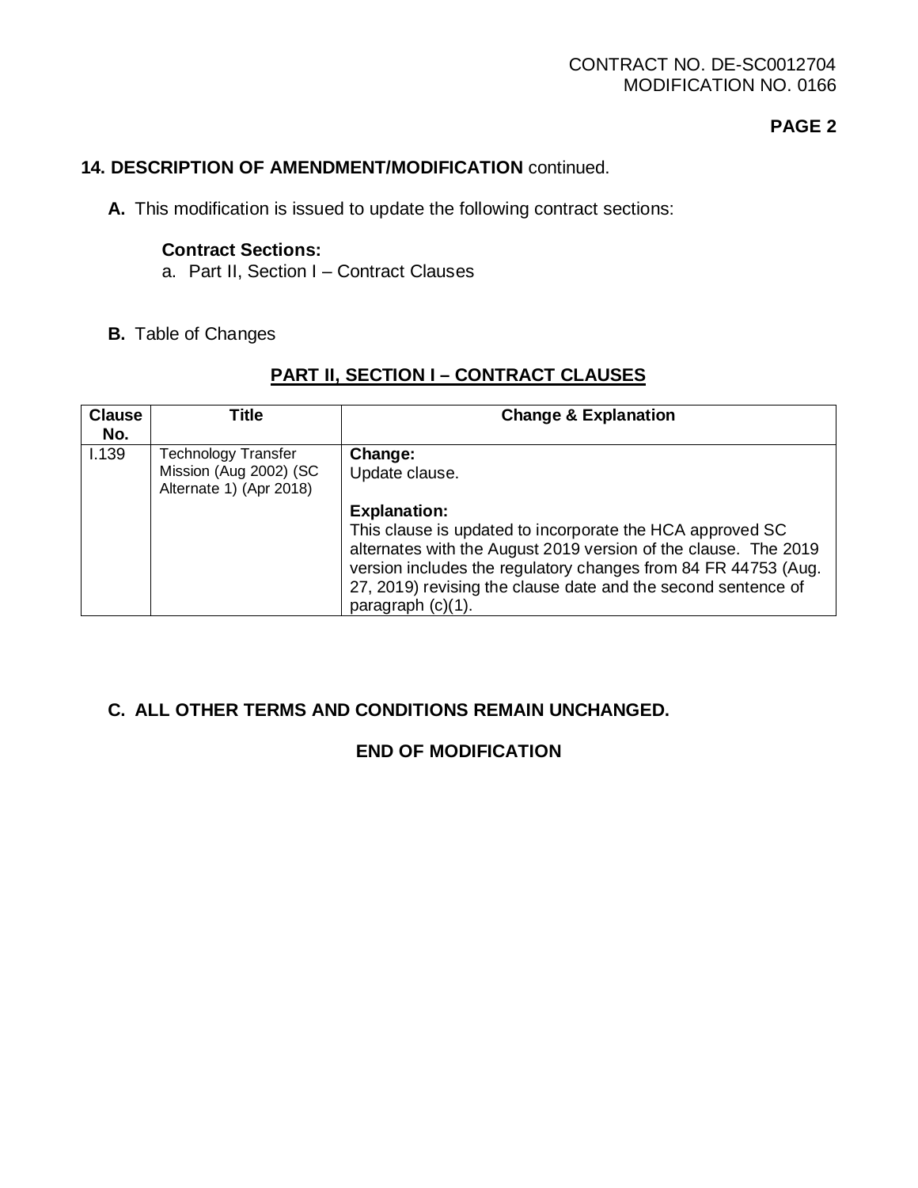CONTRACT NO. DE-SC0012704
MODIFICATION NO. 0166

**14. DESCRIPTION OF AMENDMENT/MODIFICATION** continued.

**A.** This modification is issued to update the following contract sections:

**Contract Sections:**

a. Part II, Section I – Contract Clauses

**B.** Table of Changes

## PART II, SECTION I – CONTRACT CLAUSES

| Clause No. | Title | Change & Explanation |
|---|---|---|
| I.139 | Technology Transfer Mission (Aug 2002) (SC Alternate 1) (Apr 2018) | **Change:**<br>Update clause.<br><br>**Explanation:**<br>This clause is updated to incorporate the HCA approved SC alternates with the August 2019 version of the clause. The 2019 version includes the regulatory changes from 84 FR 44753 (Aug. 27, 2019) revising the clause date and the second sentence of paragraph (c)(1). |

**C. ALL OTHER TERMS AND CONDITIONS REMAIN UNCHANGED.**

**END OF MODIFICATION**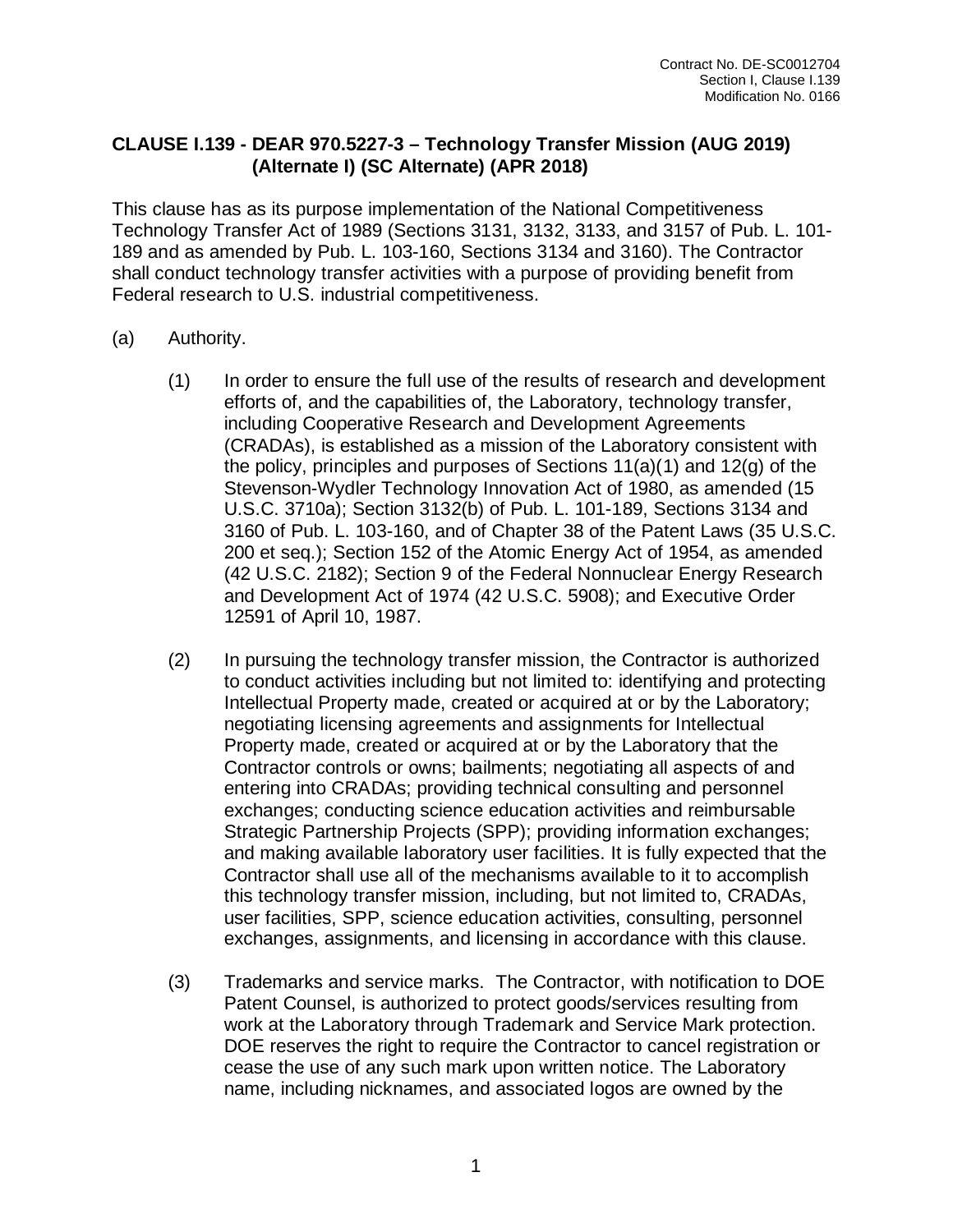## CLAUSE I.139 - DEAR 970.5227-3 – Technology Transfer Mission (AUG 2019) (Alternate I) (SC Alternate) (APR 2018)

This clause has as its purpose implementation of the National Competitiveness Technology Transfer Act of 1989 (Sections 3131, 3132, 3133, and 3157 of Pub. L. 101-189 and as amended by Pub. L. 103-160, Sections 3134 and 3160). The Contractor shall conduct technology transfer activities with a purpose of providing benefit from Federal research to U.S. industrial competitiveness.

(a) Authority.

(1) In order to ensure the full use of the results of research and development efforts of, and the capabilities of, the Laboratory, technology transfer, including Cooperative Research and Development Agreements (CRADAs), is established as a mission of the Laboratory consistent with the policy, principles and purposes of Sections 11(a)(1) and 12(g) of the Stevenson-Wydler Technology Innovation Act of 1980, as amended (15 U.S.C. 3710a); Section 3132(b) of Pub. L. 101-189, Sections 3134 and 3160 of Pub. L. 103-160, and of Chapter 38 of the Patent Laws (35 U.S.C. 200 et seq.); Section 152 of the Atomic Energy Act of 1954, as amended (42 U.S.C. 2182); Section 9 of the Federal Nonnuclear Energy Research and Development Act of 1974 (42 U.S.C. 5908); and Executive Order 12591 of April 10, 1987.

(2) In pursuing the technology transfer mission, the Contractor is authorized to conduct activities including but not limited to: identifying and protecting Intellectual Property made, created or acquired at or by the Laboratory; negotiating licensing agreements and assignments for Intellectual Property made, created or acquired at or by the Laboratory that the Contractor controls or owns; bailments; negotiating all aspects of and entering into CRADAs; providing technical consulting and personnel exchanges; conducting science education activities and reimbursable Strategic Partnership Projects (SPP); providing information exchanges; and making available laboratory user facilities. It is fully expected that the Contractor shall use all of the mechanisms available to it to accomplish this technology transfer mission, including, but not limited to, CRADAs, user facilities, SPP, science education activities, consulting, personnel exchanges, assignments, and licensing in accordance with this clause.

(3) Trademarks and service marks. The Contractor, with notification to DOE Patent Counsel, is authorized to protect goods/services resulting from work at the Laboratory through Trademark and Service Mark protection. DOE reserves the right to require the Contractor to cancel registration or cease the use of any such mark upon written notice. The Laboratory name, including nicknames, and associated logos are owned by the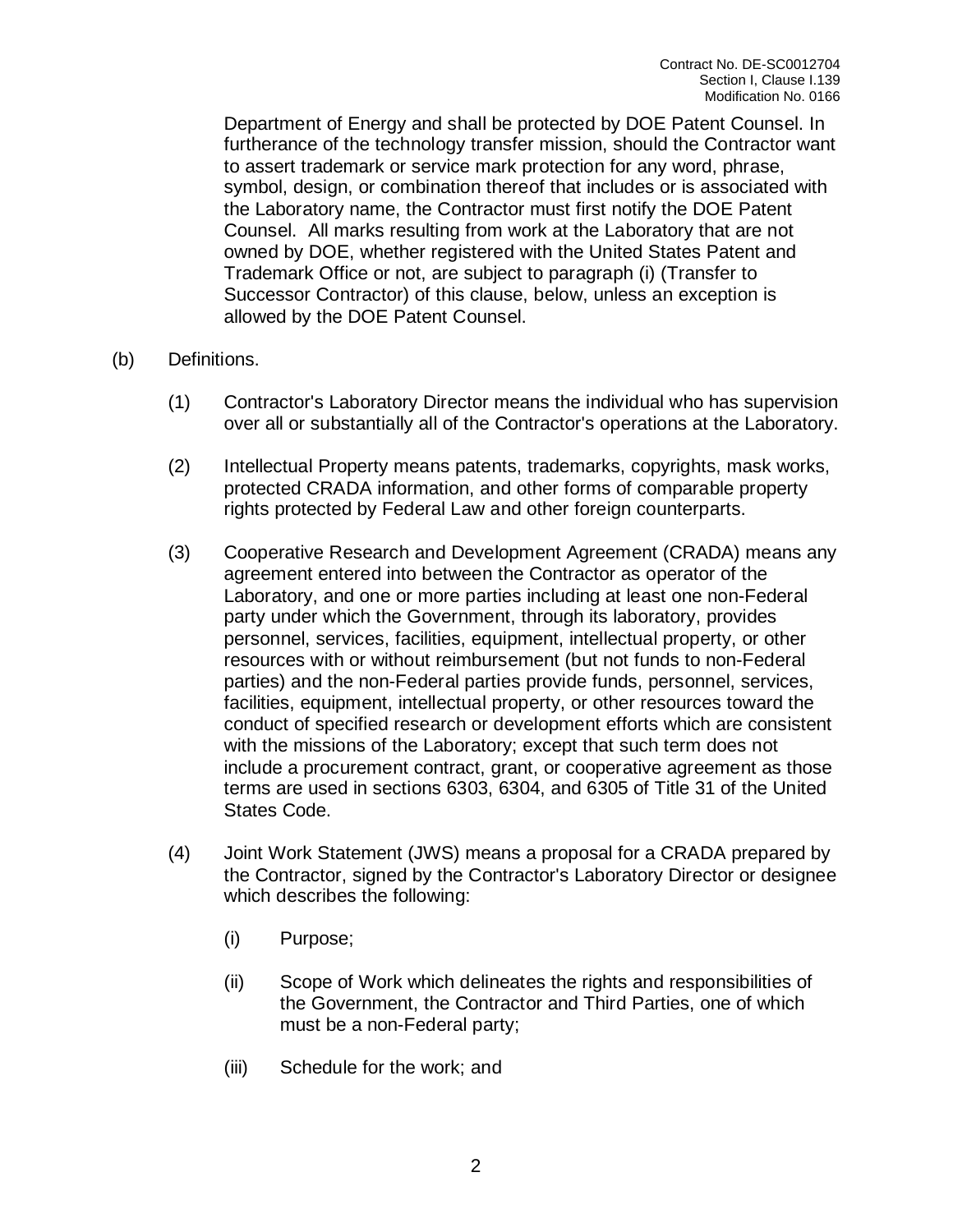Department of Energy and shall be protected by DOE Patent Counsel. In furtherance of the technology transfer mission, should the Contractor want to assert trademark or service mark protection for any word, phrase, symbol, design, or combination thereof that includes or is associated with the Laboratory name, the Contractor must first notify the DOE Patent Counsel. All marks resulting from work at the Laboratory that are not owned by DOE, whether registered with the United States Patent and Trademark Office or not, are subject to paragraph (i) (Transfer to Successor Contractor) of this clause, below, unless an exception is allowed by the DOE Patent Counsel.

(b) Definitions.

(1) Contractor's Laboratory Director means the individual who has supervision over all or substantially all of the Contractor's operations at the Laboratory.

(2) Intellectual Property means patents, trademarks, copyrights, mask works, protected CRADA information, and other forms of comparable property rights protected by Federal Law and other foreign counterparts.

(3) Cooperative Research and Development Agreement (CRADA) means any agreement entered into between the Contractor as operator of the Laboratory, and one or more parties including at least one non-Federal party under which the Government, through its laboratory, provides personnel, services, facilities, equipment, intellectual property, or other resources with or without reimbursement (but not funds to non-Federal parties) and the non-Federal parties provide funds, personnel, services, facilities, equipment, intellectual property, or other resources toward the conduct of specified research or development efforts which are consistent with the missions of the Laboratory; except that such term does not include a procurement contract, grant, or cooperative agreement as those terms are used in sections 6303, 6304, and 6305 of Title 31 of the United States Code.

(4) Joint Work Statement (JWS) means a proposal for a CRADA prepared by the Contractor, signed by the Contractor's Laboratory Director or designee which describes the following:

(i) Purpose;

(ii) Scope of Work which delineates the rights and responsibilities of the Government, the Contractor and Third Parties, one of which must be a non-Federal party;

(iii) Schedule for the work; and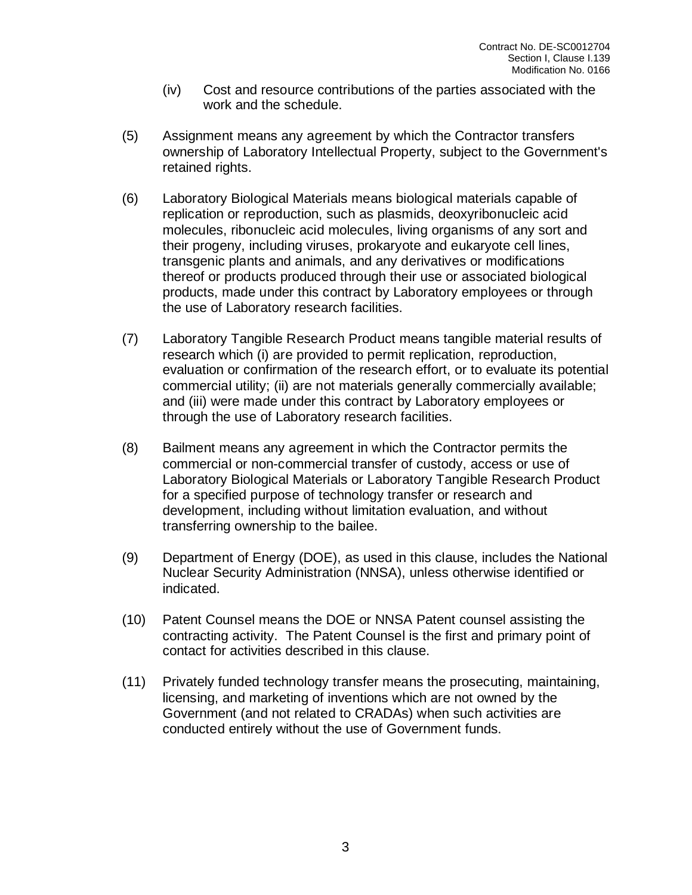(iv) Cost and resource contributions of the parties associated with the work and the schedule.

(5) Assignment means any agreement by which the Contractor transfers ownership of Laboratory Intellectual Property, subject to the Government's retained rights.

(6) Laboratory Biological Materials means biological materials capable of replication or reproduction, such as plasmids, deoxyribonucleic acid molecules, ribonucleic acid molecules, living organisms of any sort and their progeny, including viruses, prokaryote and eukaryote cell lines, transgenic plants and animals, and any derivatives or modifications thereof or products produced through their use or associated biological products, made under this contract by Laboratory employees or through the use of Laboratory research facilities.

(7) Laboratory Tangible Research Product means tangible material results of research which (i) are provided to permit replication, reproduction, evaluation or confirmation of the research effort, or to evaluate its potential commercial utility; (ii) are not materials generally commercially available; and (iii) were made under this contract by Laboratory employees or through the use of Laboratory research facilities.

(8) Bailment means any agreement in which the Contractor permits the commercial or non-commercial transfer of custody, access or use of Laboratory Biological Materials or Laboratory Tangible Research Product for a specified purpose of technology transfer or research and development, including without limitation evaluation, and without transferring ownership to the bailee.

(9) Department of Energy (DOE), as used in this clause, includes the National Nuclear Security Administration (NNSA), unless otherwise identified or indicated.

(10) Patent Counsel means the DOE or NNSA Patent counsel assisting the contracting activity. The Patent Counsel is the first and primary point of contact for activities described in this clause.

(11) Privately funded technology transfer means the prosecuting, maintaining, licensing, and marketing of inventions which are not owned by the Government (and not related to CRADAs) when such activities are conducted entirely without the use of Government funds.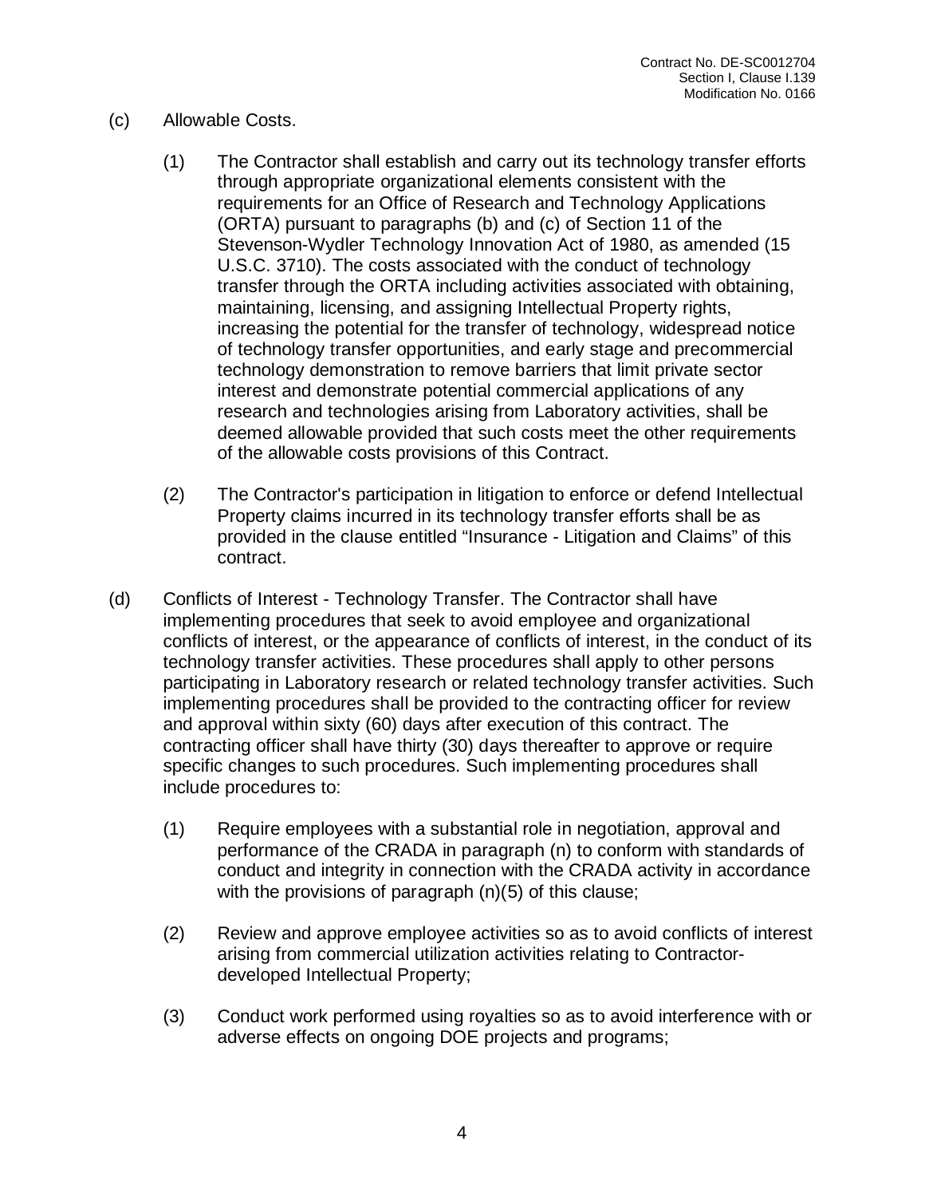(c) Allowable Costs.

(1) The Contractor shall establish and carry out its technology transfer efforts through appropriate organizational elements consistent with the requirements for an Office of Research and Technology Applications (ORTA) pursuant to paragraphs (b) and (c) of Section 11 of the Stevenson-Wydler Technology Innovation Act of 1980, as amended (15 U.S.C. 3710). The costs associated with the conduct of technology transfer through the ORTA including activities associated with obtaining, maintaining, licensing, and assigning Intellectual Property rights, increasing the potential for the transfer of technology, widespread notice of technology transfer opportunities, and early stage and precommercial technology demonstration to remove barriers that limit private sector interest and demonstrate potential commercial applications of any research and technologies arising from Laboratory activities, shall be deemed allowable provided that such costs meet the other requirements of the allowable costs provisions of this Contract.

(2) The Contractor's participation in litigation to enforce or defend Intellectual Property claims incurred in its technology transfer efforts shall be as provided in the clause entitled "Insurance - Litigation and Claims" of this contract.

(d) Conflicts of Interest - Technology Transfer. The Contractor shall have implementing procedures that seek to avoid employee and organizational conflicts of interest, or the appearance of conflicts of interest, in the conduct of its technology transfer activities. These procedures shall apply to other persons participating in Laboratory research or related technology transfer activities. Such implementing procedures shall be provided to the contracting officer for review and approval within sixty (60) days after execution of this contract. The contracting officer shall have thirty (30) days thereafter to approve or require specific changes to such procedures. Such implementing procedures shall include procedures to:

(1) Require employees with a substantial role in negotiation, approval and performance of the CRADA in paragraph (n) to conform with standards of conduct and integrity in connection with the CRADA activity in accordance with the provisions of paragraph (n)(5) of this clause;

(2) Review and approve employee activities so as to avoid conflicts of interest arising from commercial utilization activities relating to Contractor-developed Intellectual Property;

(3) Conduct work performed using royalties so as to avoid interference with or adverse effects on ongoing DOE projects and programs;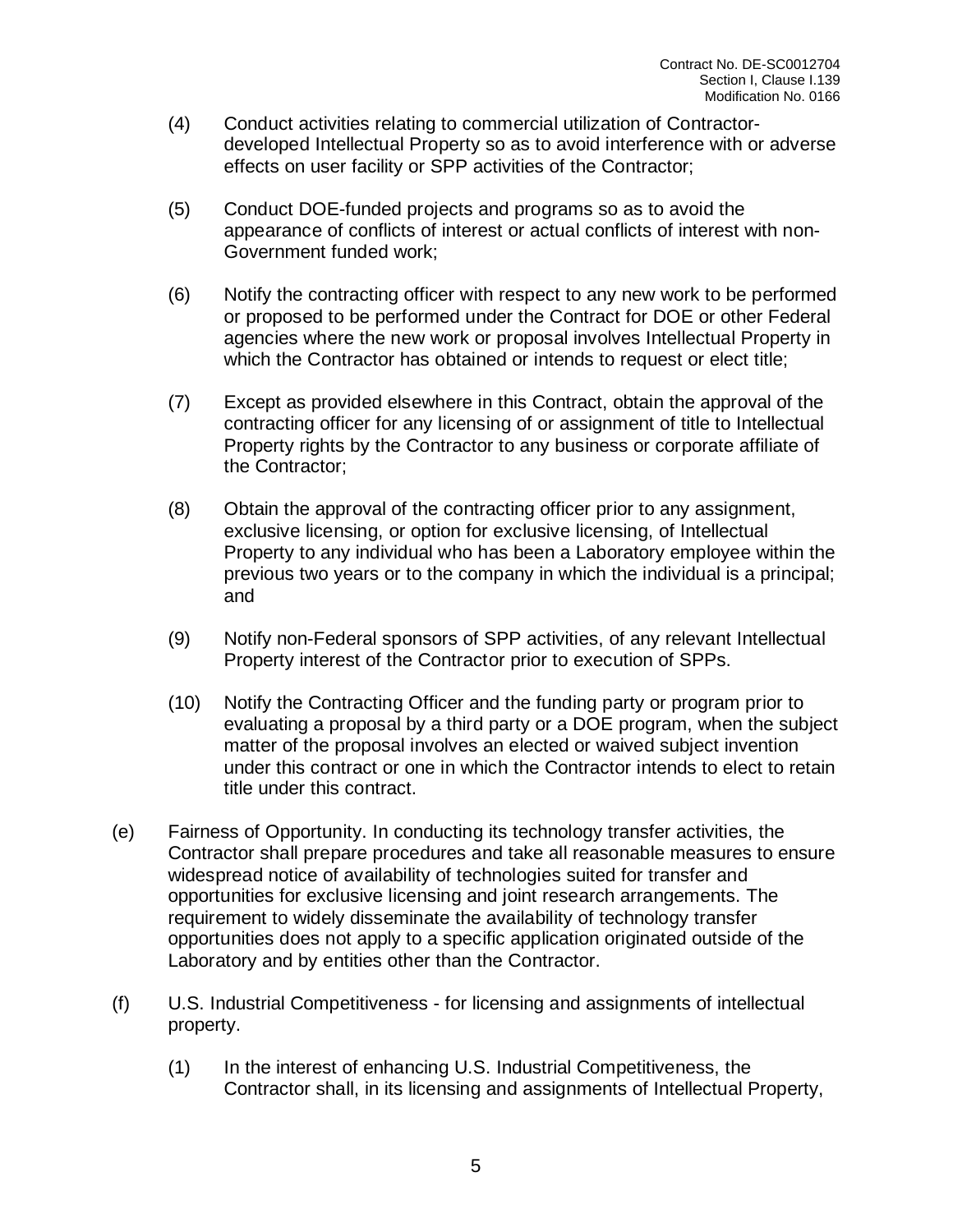(4) Conduct activities relating to commercial utilization of Contractor-developed Intellectual Property so as to avoid interference with or adverse effects on user facility or SPP activities of the Contractor;

(5) Conduct DOE-funded projects and programs so as to avoid the appearance of conflicts of interest or actual conflicts of interest with non-Government funded work;

(6) Notify the contracting officer with respect to any new work to be performed or proposed to be performed under the Contract for DOE or other Federal agencies where the new work or proposal involves Intellectual Property in which the Contractor has obtained or intends to request or elect title;

(7) Except as provided elsewhere in this Contract, obtain the approval of the contracting officer for any licensing of or assignment of title to Intellectual Property rights by the Contractor to any business or corporate affiliate of the Contractor;

(8) Obtain the approval of the contracting officer prior to any assignment, exclusive licensing, or option for exclusive licensing, of Intellectual Property to any individual who has been a Laboratory employee within the previous two years or to the company in which the individual is a principal; and

(9) Notify non-Federal sponsors of SPP activities, of any relevant Intellectual Property interest of the Contractor prior to execution of SPPs.

(10) Notify the Contracting Officer and the funding party or program prior to evaluating a proposal by a third party or a DOE program, when the subject matter of the proposal involves an elected or waived subject invention under this contract or one in which the Contractor intends to elect to retain title under this contract.

(e) Fairness of Opportunity. In conducting its technology transfer activities, the Contractor shall prepare procedures and take all reasonable measures to ensure widespread notice of availability of technologies suited for transfer and opportunities for exclusive licensing and joint research arrangements. The requirement to widely disseminate the availability of technology transfer opportunities does not apply to a specific application originated outside of the Laboratory and by entities other than the Contractor.

(f) U.S. Industrial Competitiveness - for licensing and assignments of intellectual property.

(1) In the interest of enhancing U.S. Industrial Competitiveness, the Contractor shall, in its licensing and assignments of Intellectual Property,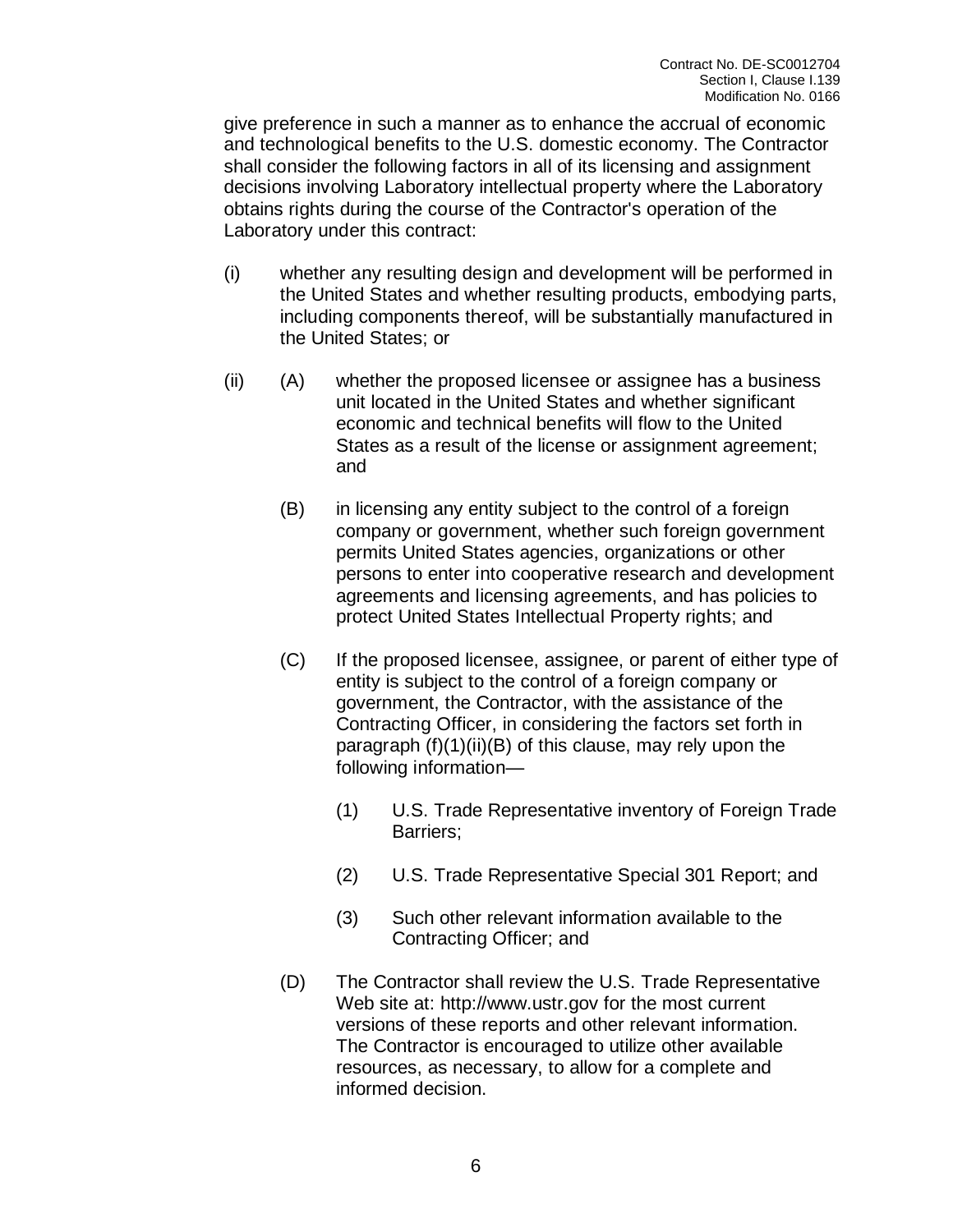give preference in such a manner as to enhance the accrual of economic and technological benefits to the U.S. domestic economy. The Contractor shall consider the following factors in all of its licensing and assignment decisions involving Laboratory intellectual property where the Laboratory obtains rights during the course of the Contractor's operation of the Laboratory under this contract:

(i) whether any resulting design and development will be performed in the United States and whether resulting products, embodying parts, including components thereof, will be substantially manufactured in the United States; or

(ii) (A) whether the proposed licensee or assignee has a business unit located in the United States and whether significant economic and technical benefits will flow to the United States as a result of the license or assignment agreement; and

(B) in licensing any entity subject to the control of a foreign company or government, whether such foreign government permits United States agencies, organizations or other persons to enter into cooperative research and development agreements and licensing agreements, and has policies to protect United States Intellectual Property rights; and

(C) If the proposed licensee, assignee, or parent of either type of entity is subject to the control of a foreign company or government, the Contractor, with the assistance of the Contracting Officer, in considering the factors set forth in paragraph (f)(1)(ii)(B) of this clause, may rely upon the following information—

(1) U.S. Trade Representative inventory of Foreign Trade Barriers;

(2) U.S. Trade Representative Special 301 Report; and

(3) Such other relevant information available to the Contracting Officer; and

(D) The Contractor shall review the U.S. Trade Representative Web site at: http://www.ustr.gov for the most current versions of these reports and other relevant information. The Contractor is encouraged to utilize other available resources, as necessary, to allow for a complete and informed decision.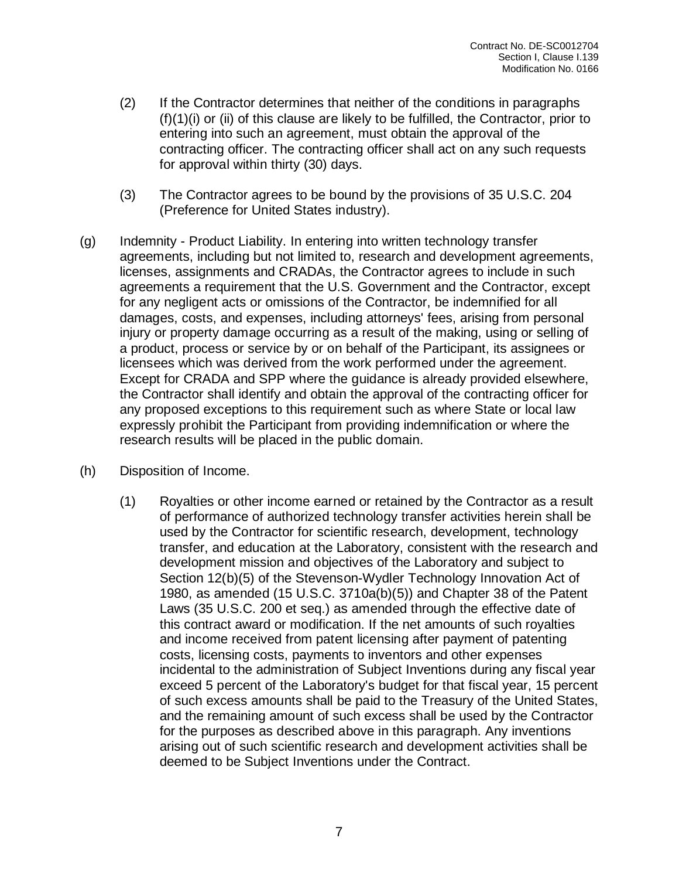(2) If the Contractor determines that neither of the conditions in paragraphs (f)(1)(i) or (ii) of this clause are likely to be fulfilled, the Contractor, prior to entering into such an agreement, must obtain the approval of the contracting officer. The contracting officer shall act on any such requests for approval within thirty (30) days.

(3) The Contractor agrees to be bound by the provisions of 35 U.S.C. 204 (Preference for United States industry).

(g) Indemnity - Product Liability. In entering into written technology transfer agreements, including but not limited to, research and development agreements, licenses, assignments and CRADAs, the Contractor agrees to include in such agreements a requirement that the U.S. Government and the Contractor, except for any negligent acts or omissions of the Contractor, be indemnified for all damages, costs, and expenses, including attorneys' fees, arising from personal injury or property damage occurring as a result of the making, using or selling of a product, process or service by or on behalf of the Participant, its assignees or licensees which was derived from the work performed under the agreement. Except for CRADA and SPP where the guidance is already provided elsewhere, the Contractor shall identify and obtain the approval of the contracting officer for any proposed exceptions to this requirement such as where State or local law expressly prohibit the Participant from providing indemnification or where the research results will be placed in the public domain.

(h) Disposition of Income.

(1) Royalties or other income earned or retained by the Contractor as a result of performance of authorized technology transfer activities herein shall be used by the Contractor for scientific research, development, technology transfer, and education at the Laboratory, consistent with the research and development mission and objectives of the Laboratory and subject to Section 12(b)(5) of the Stevenson-Wydler Technology Innovation Act of 1980, as amended (15 U.S.C. 3710a(b)(5)) and Chapter 38 of the Patent Laws (35 U.S.C. 200 et seq.) as amended through the effective date of this contract award or modification. If the net amounts of such royalties and income received from patent licensing after payment of patenting costs, licensing costs, payments to inventors and other expenses incidental to the administration of Subject Inventions during any fiscal year exceed 5 percent of the Laboratory's budget for that fiscal year, 15 percent of such excess amounts shall be paid to the Treasury of the United States, and the remaining amount of such excess shall be used by the Contractor for the purposes as described above in this paragraph. Any inventions arising out of such scientific research and development activities shall be deemed to be Subject Inventions under the Contract.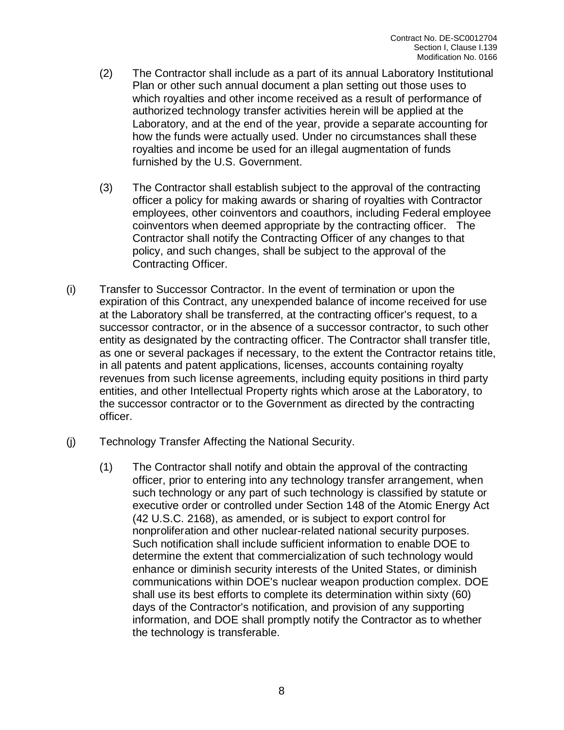(2) The Contractor shall include as a part of its annual Laboratory Institutional Plan or other such annual document a plan setting out those uses to which royalties and other income received as a result of performance of authorized technology transfer activities herein will be applied at the Laboratory, and at the end of the year, provide a separate accounting for how the funds were actually used. Under no circumstances shall these royalties and income be used for an illegal augmentation of funds furnished by the U.S. Government.

(3) The Contractor shall establish subject to the approval of the contracting officer a policy for making awards or sharing of royalties with Contractor employees, other coinventors and coauthors, including Federal employee coinventors when deemed appropriate by the contracting officer. The Contractor shall notify the Contracting Officer of any changes to that policy, and such changes, shall be subject to the approval of the Contracting Officer.

(i) Transfer to Successor Contractor. In the event of termination or upon the expiration of this Contract, any unexpended balance of income received for use at the Laboratory shall be transferred, at the contracting officer's request, to a successor contractor, or in the absence of a successor contractor, to such other entity as designated by the contracting officer. The Contractor shall transfer title, as one or several packages if necessary, to the extent the Contractor retains title, in all patents and patent applications, licenses, accounts containing royalty revenues from such license agreements, including equity positions in third party entities, and other Intellectual Property rights which arose at the Laboratory, to the successor contractor or to the Government as directed by the contracting officer.

(j) Technology Transfer Affecting the National Security.

(1) The Contractor shall notify and obtain the approval of the contracting officer, prior to entering into any technology transfer arrangement, when such technology or any part of such technology is classified by statute or executive order or controlled under Section 148 of the Atomic Energy Act (42 U.S.C. 2168), as amended, or is subject to export control for nonproliferation and other nuclear-related national security purposes. Such notification shall include sufficient information to enable DOE to determine the extent that commercialization of such technology would enhance or diminish security interests of the United States, or diminish communications within DOE's nuclear weapon production complex. DOE shall use its best efforts to complete its determination within sixty (60) days of the Contractor's notification, and provision of any supporting information, and DOE shall promptly notify the Contractor as to whether the technology is transferable.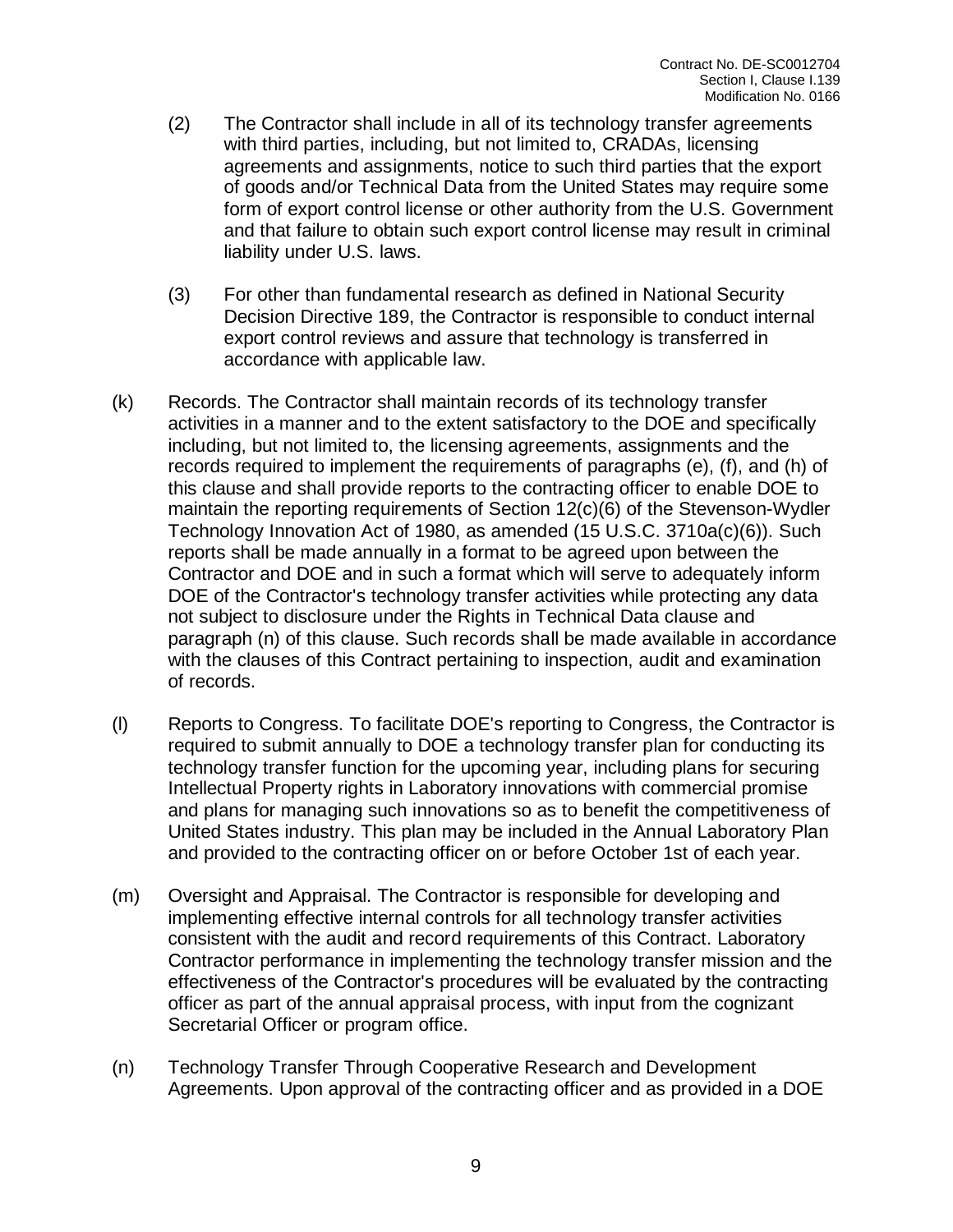(2) The Contractor shall include in all of its technology transfer agreements with third parties, including, but not limited to, CRADAs, licensing agreements and assignments, notice to such third parties that the export of goods and/or Technical Data from the United States may require some form of export control license or other authority from the U.S. Government and that failure to obtain such export control license may result in criminal liability under U.S. laws.

(3) For other than fundamental research as defined in National Security Decision Directive 189, the Contractor is responsible to conduct internal export control reviews and assure that technology is transferred in accordance with applicable law.

(k) Records. The Contractor shall maintain records of its technology transfer activities in a manner and to the extent satisfactory to the DOE and specifically including, but not limited to, the licensing agreements, assignments and the records required to implement the requirements of paragraphs (e), (f), and (h) of this clause and shall provide reports to the contracting officer to enable DOE to maintain the reporting requirements of Section 12(c)(6) of the Stevenson-Wydler Technology Innovation Act of 1980, as amended (15 U.S.C. 3710a(c)(6)). Such reports shall be made annually in a format to be agreed upon between the Contractor and DOE and in such a format which will serve to adequately inform DOE of the Contractor's technology transfer activities while protecting any data not subject to disclosure under the Rights in Technical Data clause and paragraph (n) of this clause. Such records shall be made available in accordance with the clauses of this Contract pertaining to inspection, audit and examination of records.

(l) Reports to Congress. To facilitate DOE's reporting to Congress, the Contractor is required to submit annually to DOE a technology transfer plan for conducting its technology transfer function for the upcoming year, including plans for securing Intellectual Property rights in Laboratory innovations with commercial promise and plans for managing such innovations so as to benefit the competitiveness of United States industry. This plan may be included in the Annual Laboratory Plan and provided to the contracting officer on or before October 1st of each year.

(m) Oversight and Appraisal. The Contractor is responsible for developing and implementing effective internal controls for all technology transfer activities consistent with the audit and record requirements of this Contract. Laboratory Contractor performance in implementing the technology transfer mission and the effectiveness of the Contractor's procedures will be evaluated by the contracting officer as part of the annual appraisal process, with input from the cognizant Secretarial Officer or program office.

(n) Technology Transfer Through Cooperative Research and Development Agreements. Upon approval of the contracting officer and as provided in a DOE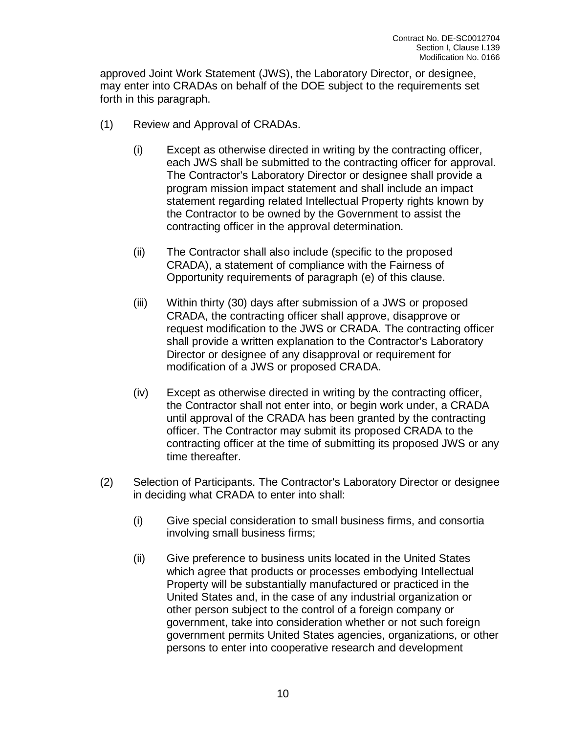approved Joint Work Statement (JWS), the Laboratory Director, or designee, may enter into CRADAs on behalf of the DOE subject to the requirements set forth in this paragraph.

(1) Review and Approval of CRADAs.

(i) Except as otherwise directed in writing by the contracting officer, each JWS shall be submitted to the contracting officer for approval. The Contractor's Laboratory Director or designee shall provide a program mission impact statement and shall include an impact statement regarding related Intellectual Property rights known by the Contractor to be owned by the Government to assist the contracting officer in the approval determination.

(ii) The Contractor shall also include (specific to the proposed CRADA), a statement of compliance with the Fairness of Opportunity requirements of paragraph (e) of this clause.

(iii) Within thirty (30) days after submission of a JWS or proposed CRADA, the contracting officer shall approve, disapprove or request modification to the JWS or CRADA. The contracting officer shall provide a written explanation to the Contractor's Laboratory Director or designee of any disapproval or requirement for modification of a JWS or proposed CRADA.

(iv) Except as otherwise directed in writing by the contracting officer, the Contractor shall not enter into, or begin work under, a CRADA until approval of the CRADA has been granted by the contracting officer. The Contractor may submit its proposed CRADA to the contracting officer at the time of submitting its proposed JWS or any time thereafter.

(2) Selection of Participants. The Contractor's Laboratory Director or designee in deciding what CRADA to enter into shall:

(i) Give special consideration to small business firms, and consortia involving small business firms;

(ii) Give preference to business units located in the United States which agree that products or processes embodying Intellectual Property will be substantially manufactured or practiced in the United States and, in the case of any industrial organization or other person subject to the control of a foreign company or government, take into consideration whether or not such foreign government permits United States agencies, organizations, or other persons to enter into cooperative research and development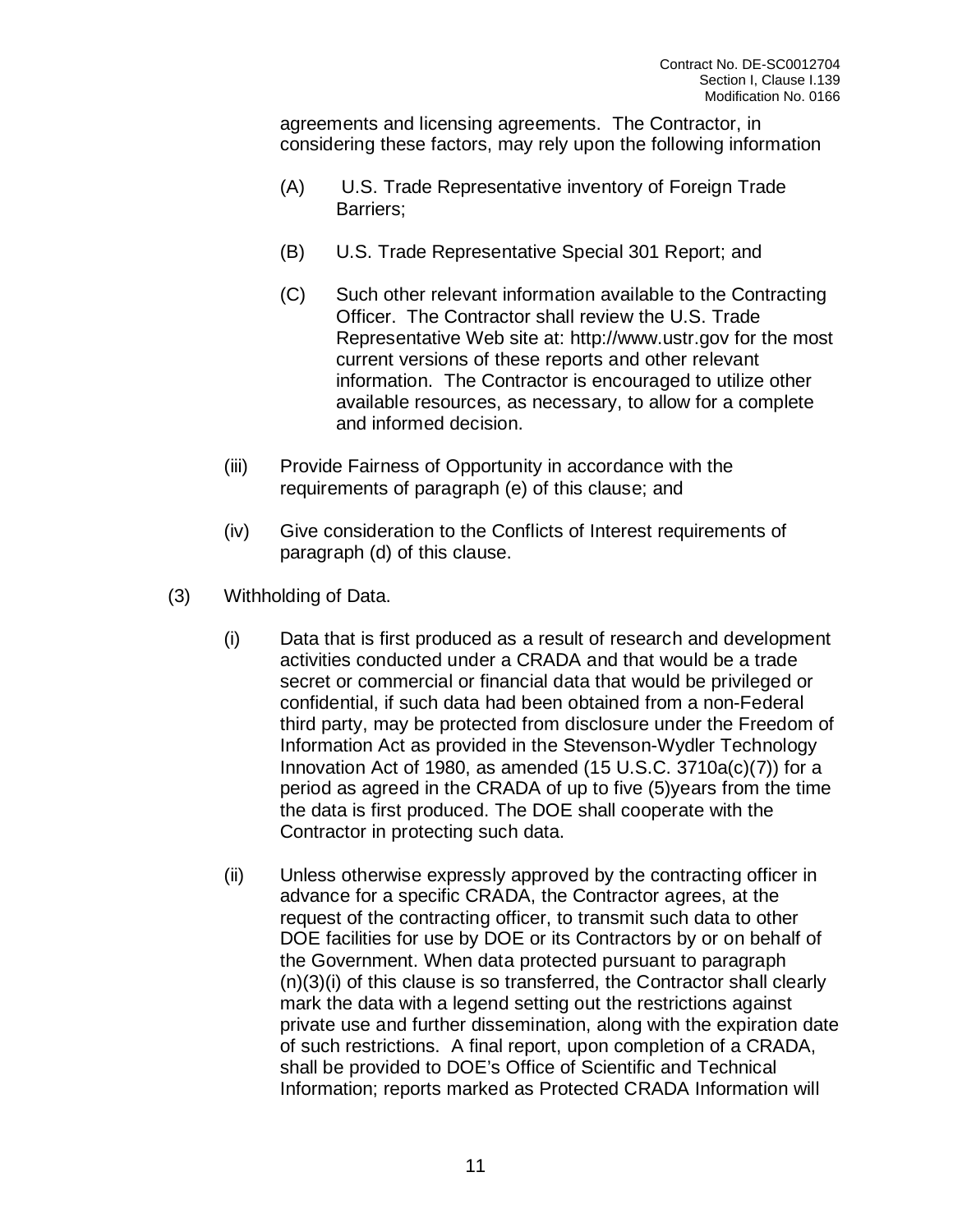agreements and licensing agreements. The Contractor, in considering these factors, may rely upon the following information

(A) U.S. Trade Representative inventory of Foreign Trade Barriers;

(B) U.S. Trade Representative Special 301 Report; and

(C) Such other relevant information available to the Contracting Officer. The Contractor shall review the U.S. Trade Representative Web site at: http://www.ustr.gov for the most current versions of these reports and other relevant information. The Contractor is encouraged to utilize other available resources, as necessary, to allow for a complete and informed decision.

(iii) Provide Fairness of Opportunity in accordance with the requirements of paragraph (e) of this clause; and

(iv) Give consideration to the Conflicts of Interest requirements of paragraph (d) of this clause.

(3) Withholding of Data.

(i) Data that is first produced as a result of research and development activities conducted under a CRADA and that would be a trade secret or commercial or financial data that would be privileged or confidential, if such data had been obtained from a non-Federal third party, may be protected from disclosure under the Freedom of Information Act as provided in the Stevenson-Wydler Technology Innovation Act of 1980, as amended (15 U.S.C. 3710a(c)(7)) for a period as agreed in the CRADA of up to five (5)years from the time the data is first produced. The DOE shall cooperate with the Contractor in protecting such data.

(ii) Unless otherwise expressly approved by the contracting officer in advance for a specific CRADA, the Contractor agrees, at the request of the contracting officer, to transmit such data to other DOE facilities for use by DOE or its Contractors by or on behalf of the Government. When data protected pursuant to paragraph (n)(3)(i) of this clause is so transferred, the Contractor shall clearly mark the data with a legend setting out the restrictions against private use and further dissemination, along with the expiration date of such restrictions. A final report, upon completion of a CRADA, shall be provided to DOE's Office of Scientific and Technical Information; reports marked as Protected CRADA Information will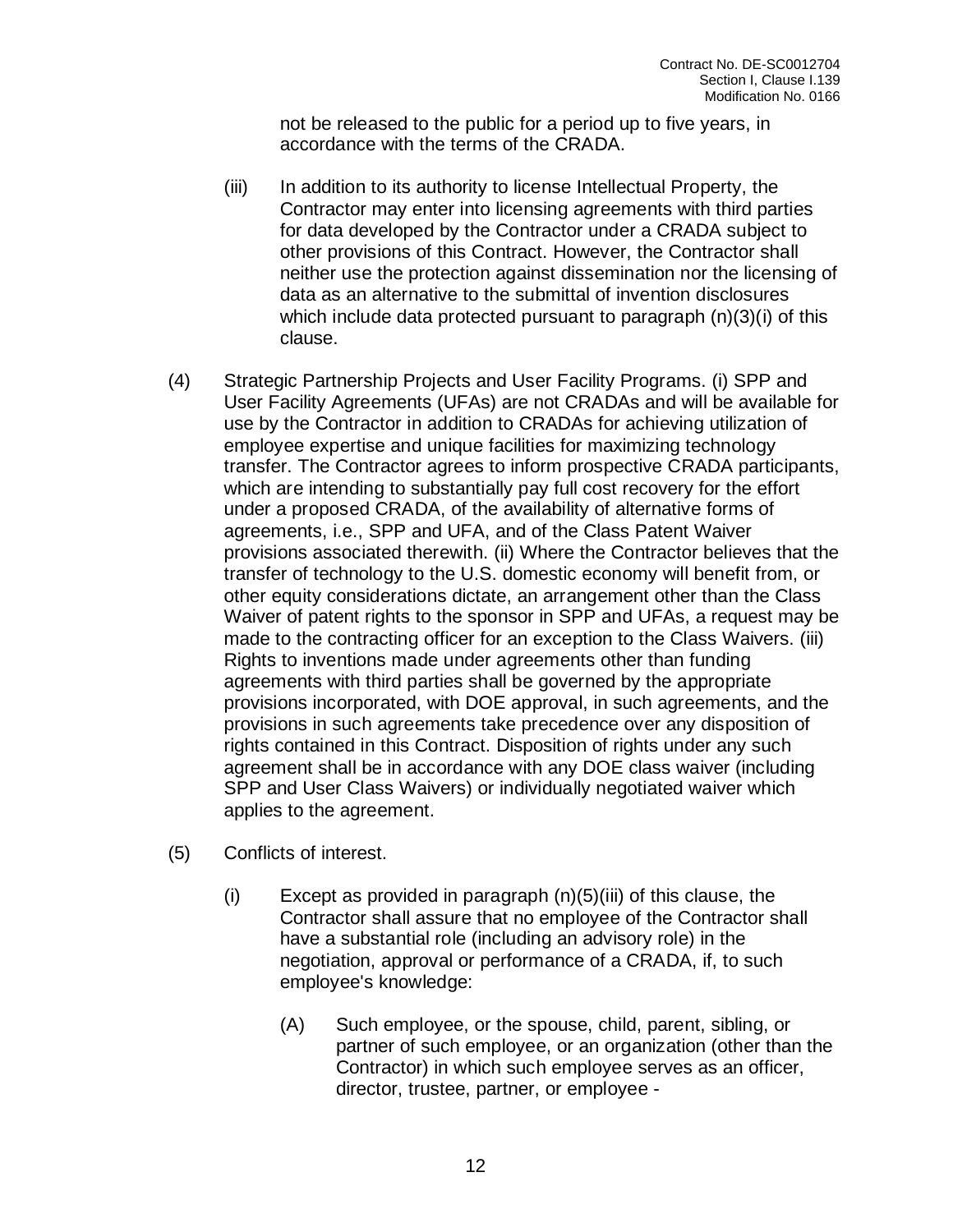not be released to the public for a period up to five years, in accordance with the terms of the CRADA.

(iii) In addition to its authority to license Intellectual Property, the Contractor may enter into licensing agreements with third parties for data developed by the Contractor under a CRADA subject to other provisions of this Contract. However, the Contractor shall neither use the protection against dissemination nor the licensing of data as an alternative to the submittal of invention disclosures which include data protected pursuant to paragraph (n)(3)(i) of this clause.

(4) Strategic Partnership Projects and User Facility Programs. (i) SPP and User Facility Agreements (UFAs) are not CRADAs and will be available for use by the Contractor in addition to CRADAs for achieving utilization of employee expertise and unique facilities for maximizing technology transfer. The Contractor agrees to inform prospective CRADA participants, which are intending to substantially pay full cost recovery for the effort under a proposed CRADA, of the availability of alternative forms of agreements, i.e., SPP and UFA, and of the Class Patent Waiver provisions associated therewith. (ii) Where the Contractor believes that the transfer of technology to the U.S. domestic economy will benefit from, or other equity considerations dictate, an arrangement other than the Class Waiver of patent rights to the sponsor in SPP and UFAs, a request may be made to the contracting officer for an exception to the Class Waivers. (iii) Rights to inventions made under agreements other than funding agreements with third parties shall be governed by the appropriate provisions incorporated, with DOE approval, in such agreements, and the provisions in such agreements take precedence over any disposition of rights contained in this Contract. Disposition of rights under any such agreement shall be in accordance with any DOE class waiver (including SPP and User Class Waivers) or individually negotiated waiver which applies to the agreement.

(5) Conflicts of interest.

(i) Except as provided in paragraph (n)(5)(iii) of this clause, the Contractor shall assure that no employee of the Contractor shall have a substantial role (including an advisory role) in the negotiation, approval or performance of a CRADA, if, to such employee's knowledge:

(A) Such employee, or the spouse, child, parent, sibling, or partner of such employee, or an organization (other than the Contractor) in which such employee serves as an officer, director, trustee, partner, or employee -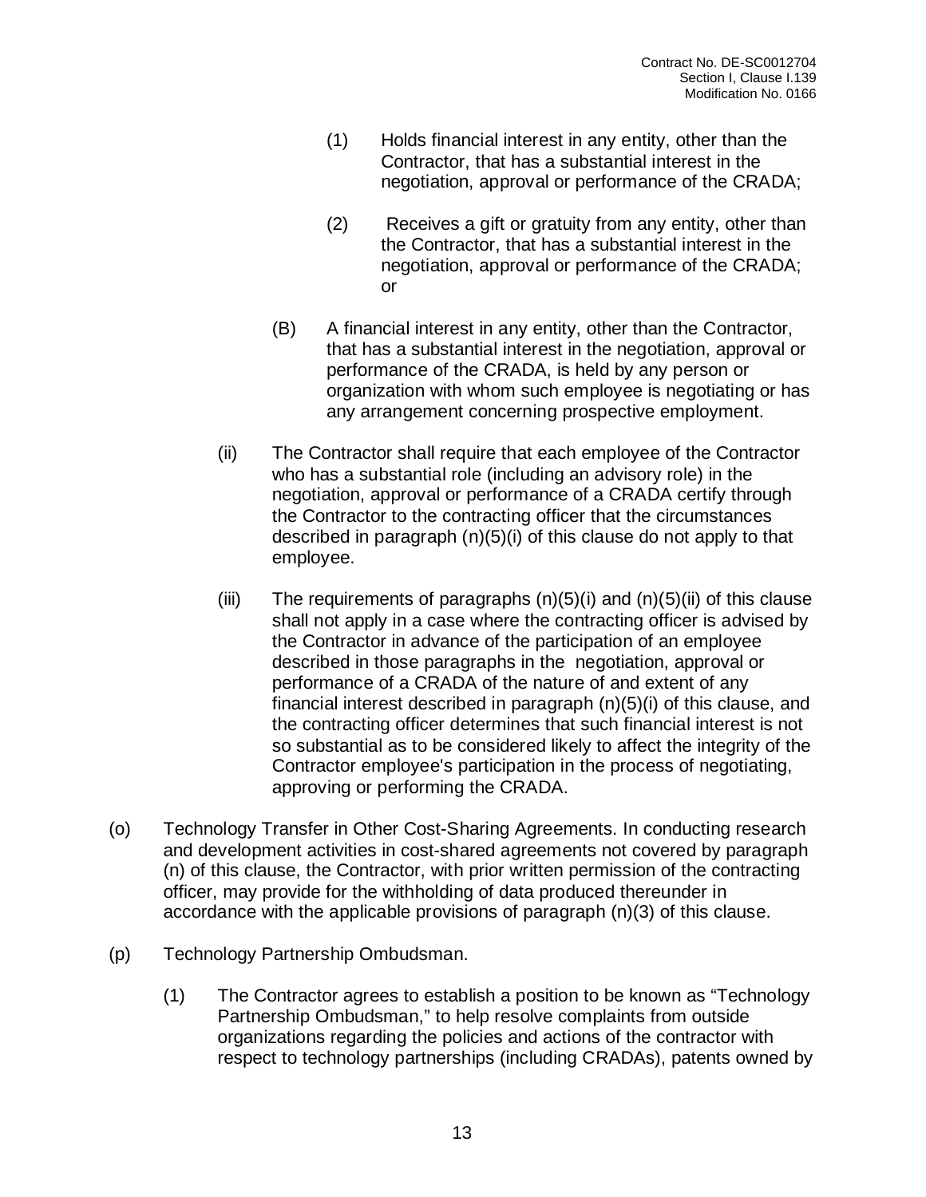(1) Holds financial interest in any entity, other than the Contractor, that has a substantial interest in the negotiation, approval or performance of the CRADA;

(2) Receives a gift or gratuity from any entity, other than the Contractor, that has a substantial interest in the negotiation, approval or performance of the CRADA; or

(B) A financial interest in any entity, other than the Contractor, that has a substantial interest in the negotiation, approval or performance of the CRADA, is held by any person or organization with whom such employee is negotiating or has any arrangement concerning prospective employment.

(ii) The Contractor shall require that each employee of the Contractor who has a substantial role (including an advisory role) in the negotiation, approval or performance of a CRADA certify through the Contractor to the contracting officer that the circumstances described in paragraph (n)(5)(i) of this clause do not apply to that employee.

(iii) The requirements of paragraphs (n)(5)(i) and (n)(5)(ii) of this clause shall not apply in a case where the contracting officer is advised by the Contractor in advance of the participation of an employee described in those paragraphs in the negotiation, approval or performance of a CRADA of the nature of and extent of any financial interest described in paragraph (n)(5)(i) of this clause, and the contracting officer determines that such financial interest is not so substantial as to be considered likely to affect the integrity of the Contractor employee's participation in the process of negotiating, approving or performing the CRADA.

(o) Technology Transfer in Other Cost-Sharing Agreements. In conducting research and development activities in cost-shared agreements not covered by paragraph (n) of this clause, the Contractor, with prior written permission of the contracting officer, may provide for the withholding of data produced thereunder in accordance with the applicable provisions of paragraph (n)(3) of this clause.

(p) Technology Partnership Ombudsman.

(1) The Contractor agrees to establish a position to be known as "Technology Partnership Ombudsman," to help resolve complaints from outside organizations regarding the policies and actions of the contractor with respect to technology partnerships (including CRADAs), patents owned by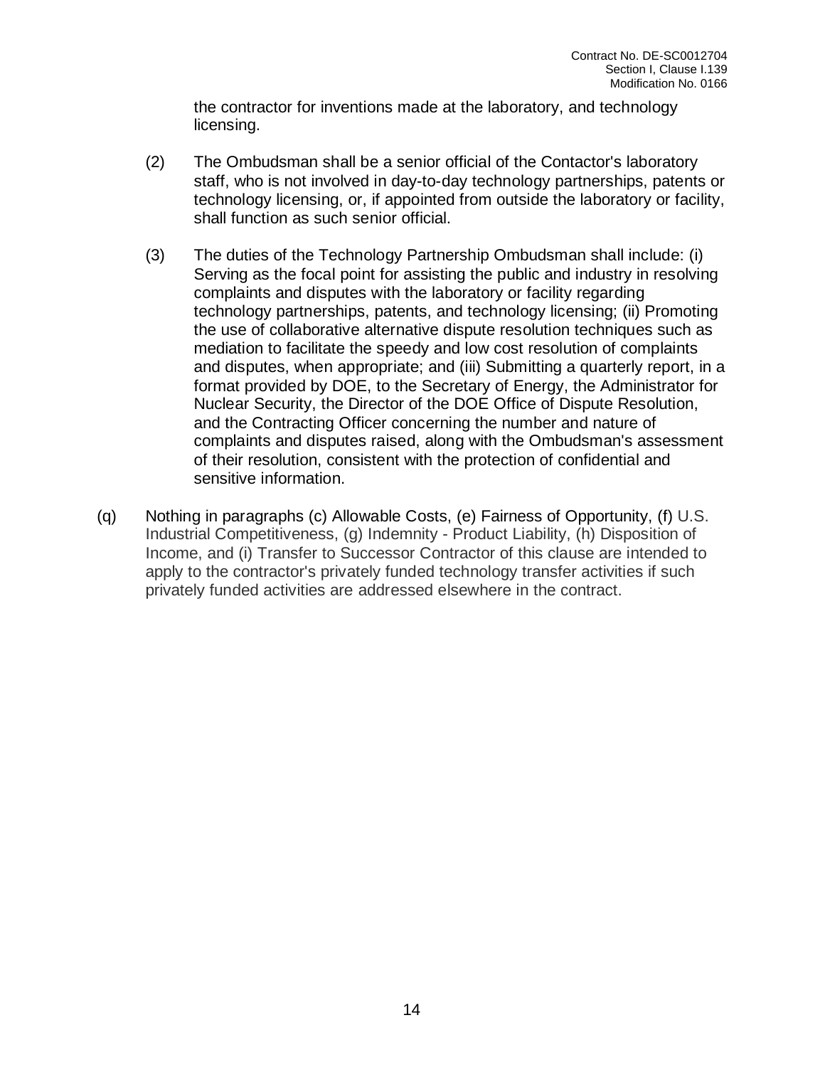the contractor for inventions made at the laboratory, and technology licensing.

(2) The Ombudsman shall be a senior official of the Contactor's laboratory staff, who is not involved in day-to-day technology partnerships, patents or technology licensing, or, if appointed from outside the laboratory or facility, shall function as such senior official.

(3) The duties of the Technology Partnership Ombudsman shall include: (i) Serving as the focal point for assisting the public and industry in resolving complaints and disputes with the laboratory or facility regarding technology partnerships, patents, and technology licensing; (ii) Promoting the use of collaborative alternative dispute resolution techniques such as mediation to facilitate the speedy and low cost resolution of complaints and disputes, when appropriate; and (iii) Submitting a quarterly report, in a format provided by DOE, to the Secretary of Energy, the Administrator for Nuclear Security, the Director of the DOE Office of Dispute Resolution, and the Contracting Officer concerning the number and nature of complaints and disputes raised, along with the Ombudsman's assessment of their resolution, consistent with the protection of confidential and sensitive information.

(q) Nothing in paragraphs (c) Allowable Costs, (e) Fairness of Opportunity, (f) U.S. Industrial Competitiveness, (g) Indemnity - Product Liability, (h) Disposition of Income, and (i) Transfer to Successor Contractor of this clause are intended to apply to the contractor's privately funded technology transfer activities if such privately funded activities are addressed elsewhere in the contract.